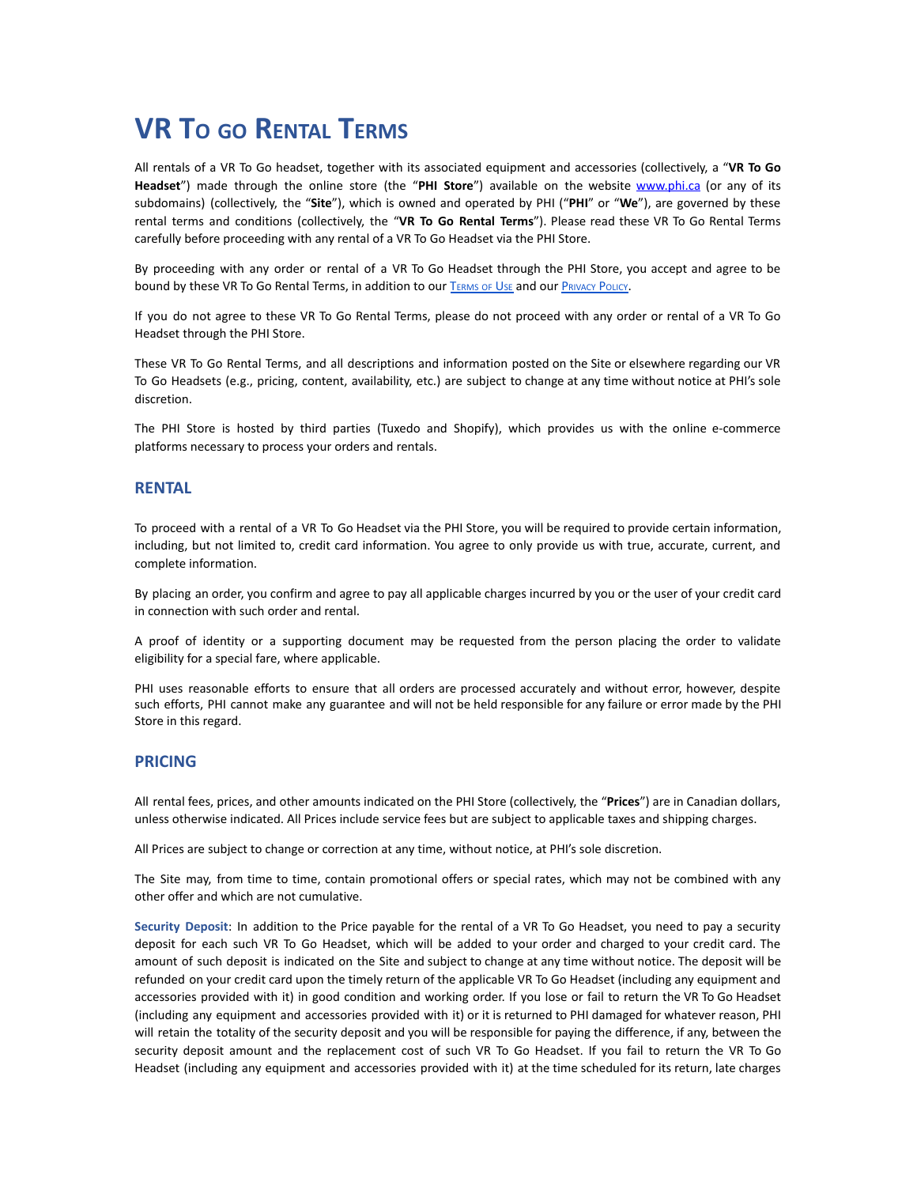# VR To go Rental Terms

All rentals of a VR To Go headset, together with its associated equipment and accessories (collectively, a "**VR To Go Headset**") made through the online store (the "**PHI Store**") available on the website www.phi.ca (or any of its subdomains) (collectively, the "**Site**"), which is owned and operated by PHI ("**PHI**" or "**We**"), are governed by these rental terms and conditions (collectively, the "**VR To Go Rental Terms**"). Please read these VR To Go Rental Terms carefully before proceeding with any rental of a VR To Go Headset via the PHI Store.

By proceeding with any order or rental of a VR To Go Headset through the PHI Store, you accept and agree to be bound by these VR To Go Rental Terms, in addition to our Terms of Use and our Privacy Policy.

If you do not agree to these VR To Go Rental Terms, please do not proceed with any order or rental of a VR To Go Headset through the PHI Store.

These VR To Go Rental Terms, and all descriptions and information posted on the Site or elsewhere regarding our VR To Go Headsets (e.g., pricing, content, availability, etc.) are subject to change at any time without notice at PHI's sole discretion.

The PHI Store is hosted by third parties (Tuxedo and Shopify), which provides us with the online e-commerce platforms necessary to process your orders and rentals.

## RENTAL

To proceed with a rental of a VR To Go Headset via the PHI Store, you will be required to provide certain information, including, but not limited to, credit card information. You agree to only provide us with true, accurate, current, and complete information.

By placing an order, you confirm and agree to pay all applicable charges incurred by you or the user of your credit card in connection with such order and rental.

A proof of identity or a supporting document may be requested from the person placing the order to validate eligibility for a special fare, where applicable.

PHI uses reasonable efforts to ensure that all orders are processed accurately and without error, however, despite such efforts, PHI cannot make any guarantee and will not be held responsible for any failure or error made by the PHI Store in this regard.

## PRICING

All rental fees, prices, and other amounts indicated on the PHI Store (collectively, the "**Prices**") are in Canadian dollars, unless otherwise indicated. All Prices include service fees but are subject to applicable taxes and shipping charges.

All Prices are subject to change or correction at any time, without notice, at PHI's sole discretion.

The Site may, from time to time, contain promotional offers or special rates, which may not be combined with any other offer and which are not cumulative.

**Security Deposit**: In addition to the Price payable for the rental of a VR To Go Headset, you need to pay a security deposit for each such VR To Go Headset, which will be added to your order and charged to your credit card. The amount of such deposit is indicated on the Site and subject to change at any time without notice. The deposit will be refunded on your credit card upon the timely return of the applicable VR To Go Headset (including any equipment and accessories provided with it) in good condition and working order. If you lose or fail to return the VR To Go Headset (including any equipment and accessories provided with it) or it is returned to PHI damaged for whatever reason, PHI will retain the totality of the security deposit and you will be responsible for paying the difference, if any, between the security deposit amount and the replacement cost of such VR To Go Headset. If you fail to return the VR To Go Headset (including any equipment and accessories provided with it) at the time scheduled for its return, late charges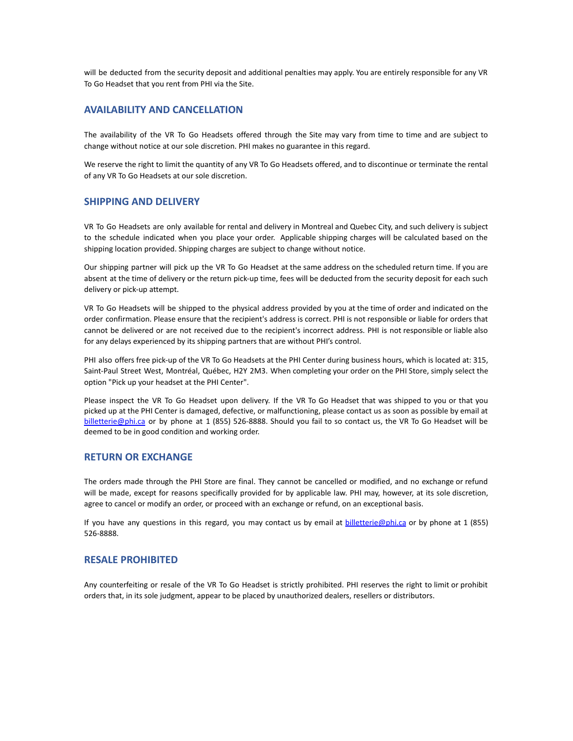will be deducted from the security deposit and additional penalties may apply. You are entirely responsible for any VR To Go Headset that you rent from PHI via the Site.

## AVAILABILITY AND CANCELLATION

The availability of the VR To Go Headsets offered through the Site may vary from time to time and are subject to change without notice at our sole discretion. PHI makes no guarantee in this regard.

We reserve the right to limit the quantity of any VR To Go Headsets offered, and to discontinue or terminate the rental of any VR To Go Headsets at our sole discretion.

## SHIPPING AND DELIVERY

VR To Go Headsets are only available for rental and delivery in Montreal and Quebec City, and such delivery is subject to the schedule indicated when you place your order. Applicable shipping charges will be calculated based on the shipping location provided. Shipping charges are subject to change without notice.

Our shipping partner will pick up the VR To Go Headset at the same address on the scheduled return time. If you are absent at the time of delivery or the return pick-up time, fees will be deducted from the security deposit for each such delivery or pick-up attempt.

VR To Go Headsets will be shipped to the physical address provided by you at the time of order and indicated on the order confirmation. Please ensure that the recipient's address is correct. PHI is not responsible or liable for orders that cannot be delivered or are not received due to the recipient's incorrect address. PHI is not responsible or liable also for any delays experienced by its shipping partners that are without PHI's control.

PHI also offers free pick-up of the VR To Go Headsets at the PHI Center during business hours, which is located at: 315, Saint-Paul Street West, Montréal, Québec, H2Y 2M3. When completing your order on the PHI Store, simply select the option "Pick up your headset at the PHI Center".

Please inspect the VR To Go Headset upon delivery. If the VR To Go Headset that was shipped to you or that you picked up at the PHI Center is damaged, defective, or malfunctioning, please contact us as soon as possible by email at billetterie@phi.ca or by phone at 1 (855) 526-8888. Should you fail to so contact us, the VR To Go Headset will be deemed to be in good condition and working order.

## RETURN OR EXCHANGE

The orders made through the PHI Store are final. They cannot be cancelled or modified, and no exchange or refund will be made, except for reasons specifically provided for by applicable law. PHI may, however, at its sole discretion, agree to cancel or modify an order, or proceed with an exchange or refund, on an exceptional basis.

If you have any questions in this regard, you may contact us by email at billetterie@phi.ca or by phone at 1 (855) 526-8888.

## RESALE PROHIBITED

Any counterfeiting or resale of the VR To Go Headset is strictly prohibited. PHI reserves the right to limit or prohibit orders that, in its sole judgment, appear to be placed by unauthorized dealers, resellers or distributors.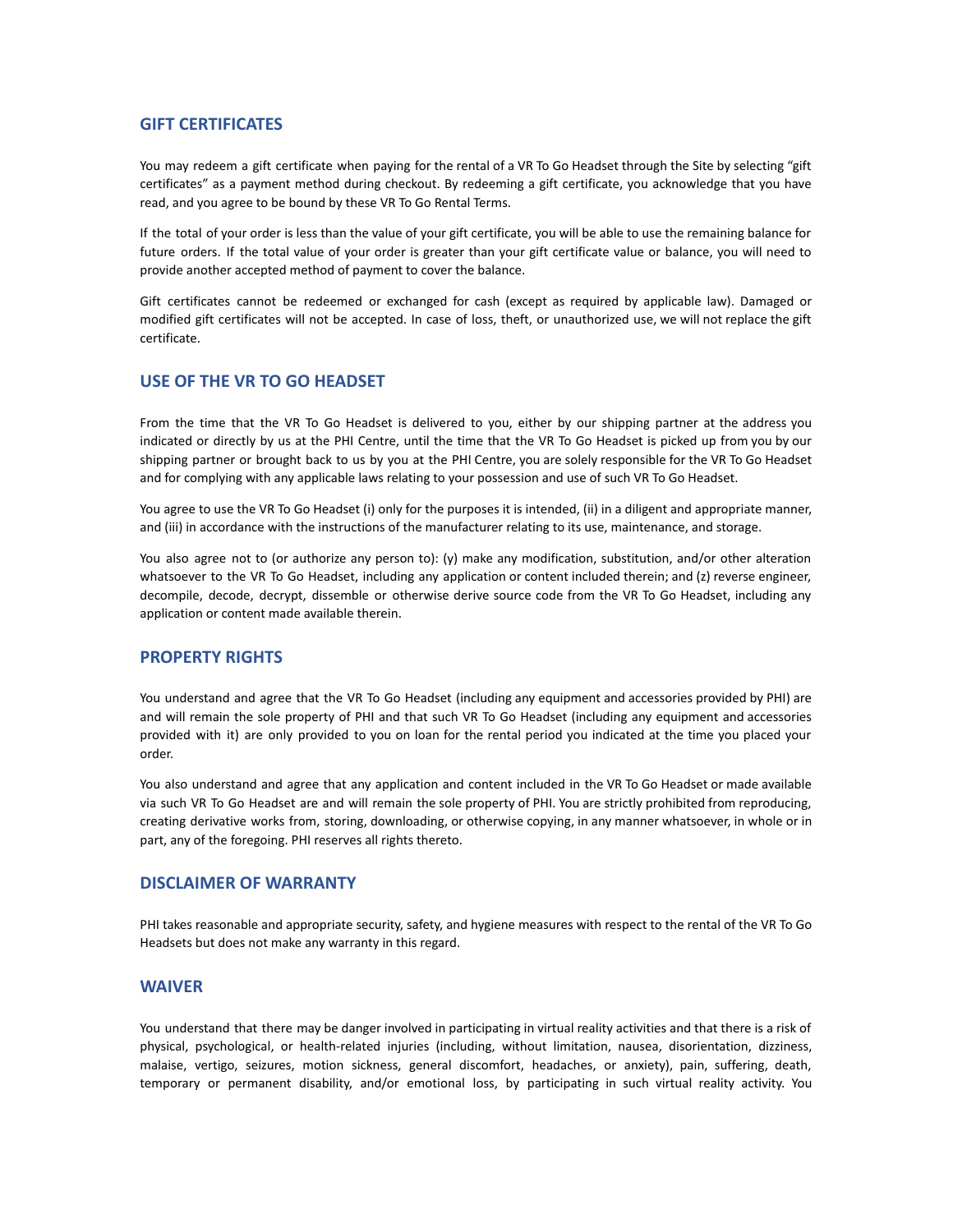## GIFT CERTIFICATES

You may redeem a gift certificate when paying for the rental of a VR To Go Headset through the Site by selecting "gift certificates" as a payment method during checkout. By redeeming a gift certificate, you acknowledge that you have read, and you agree to be bound by these VR To Go Rental Terms.

If the total of your order is less than the value of your gift certificate, you will be able to use the remaining balance for future orders. If the total value of your order is greater than your gift certificate value or balance, you will need to provide another accepted method of payment to cover the balance.

Gift certificates cannot be redeemed or exchanged for cash (except as required by applicable law). Damaged or modified gift certificates will not be accepted. In case of loss, theft, or unauthorized use, we will not replace the gift certificate.

## USE OF THE VR TO GO HEADSET

From the time that the VR To Go Headset is delivered to you, either by our shipping partner at the address you indicated or directly by us at the PHI Centre, until the time that the VR To Go Headset is picked up from you by our shipping partner or brought back to us by you at the PHI Centre, you are solely responsible for the VR To Go Headset and for complying with any applicable laws relating to your possession and use of such VR To Go Headset.

You agree to use the VR To Go Headset (i) only for the purposes it is intended, (ii) in a diligent and appropriate manner, and (iii) in accordance with the instructions of the manufacturer relating to its use, maintenance, and storage.

You also agree not to (or authorize any person to): (y) make any modification, substitution, and/or other alteration whatsoever to the VR To Go Headset, including any application or content included therein; and (z) reverse engineer, decompile, decode, decrypt, dissemble or otherwise derive source code from the VR To Go Headset, including any application or content made available therein.

## PROPERTY RIGHTS

You understand and agree that the VR To Go Headset (including any equipment and accessories provided by PHI) are and will remain the sole property of PHI and that such VR To Go Headset (including any equipment and accessories provided with it) are only provided to you on loan for the rental period you indicated at the time you placed your order.

You also understand and agree that any application and content included in the VR To Go Headset or made available via such VR To Go Headset are and will remain the sole property of PHI. You are strictly prohibited from reproducing, creating derivative works from, storing, downloading, or otherwise copying, in any manner whatsoever, in whole or in part, any of the foregoing. PHI reserves all rights thereto.

## DISCLAIMER OF WARRANTY

PHI takes reasonable and appropriate security, safety, and hygiene measures with respect to the rental of the VR To Go Headsets but does not make any warranty in this regard.

## WAIVER

You understand that there may be danger involved in participating in virtual reality activities and that there is a risk of physical, psychological, or health-related injuries (including, without limitation, nausea, disorientation, dizziness, malaise, vertigo, seizures, motion sickness, general discomfort, headaches, or anxiety), pain, suffering, death, temporary or permanent disability, and/or emotional loss, by participating in such virtual reality activity. You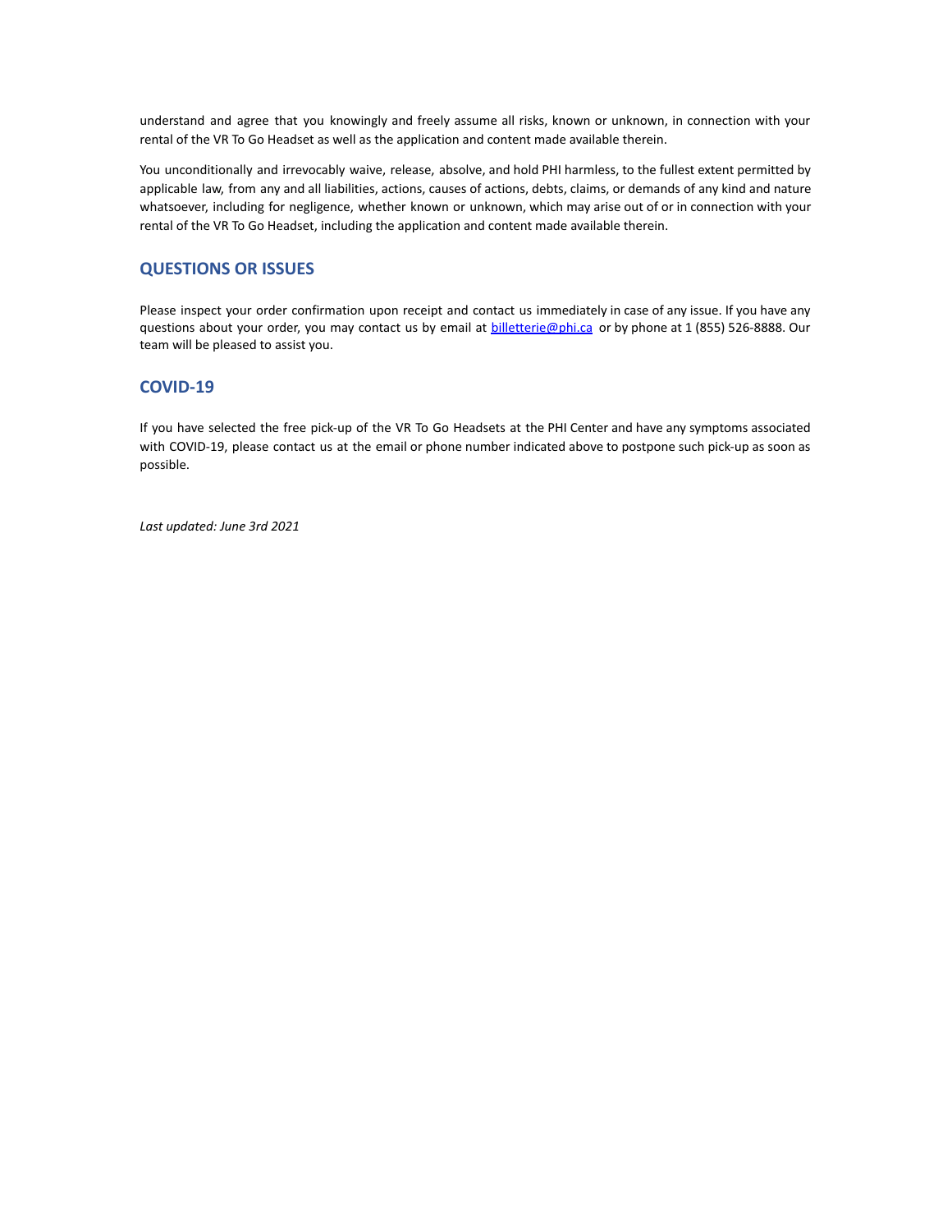understand and agree that you knowingly and freely assume all risks, known or unknown, in connection with your rental of the VR To Go Headset as well as the application and content made available therein.

You unconditionally and irrevocably waive, release, absolve, and hold PHI harmless, to the fullest extent permitted by applicable law, from any and all liabilities, actions, causes of actions, debts, claims, or demands of any kind and nature whatsoever, including for negligence, whether known or unknown, which may arise out of or in connection with your rental of the VR To Go Headset, including the application and content made available therein.

## QUESTIONS OR ISSUES

Please inspect your order confirmation upon receipt and contact us immediately in case of any issue. If you have any questions about your order, you may contact us by email at [billetterie@phi.ca](mailto:billetterie@phi.ca) or by phone at 1 (855) 526-8888. Our team will be pleased to assist you.

## COVID-19

If you have selected the free pick-up of the VR To Go Headsets at the PHI Center and have any symptoms associated with COVID-19, please contact us at the email or phone number indicated above to postpone such pick-up as soon as possible.

*Last updated: June 3rd 2021*